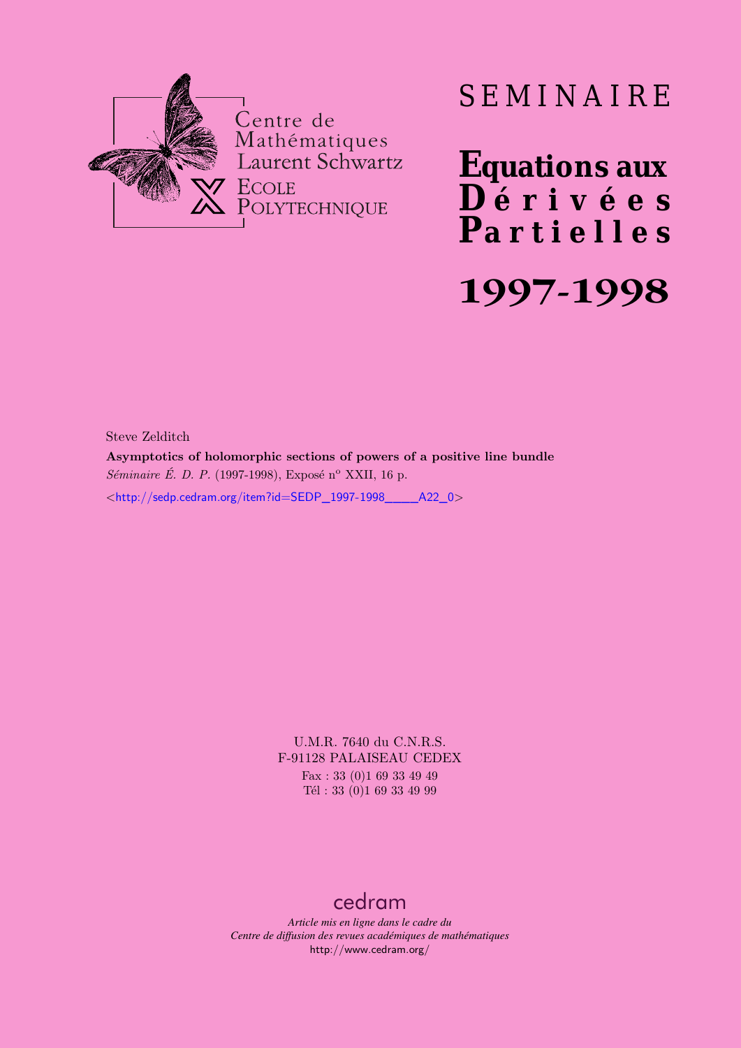Centre de Mathématiques Laurent Schwartz

ECOLE POLYTECHNIQUE

# SEMINAIRE

# Equations aux Dérivées Partielles

# 1997-1998

Steve Zelditch

**Asymptotics of holomorphic sections of powers of a positive line bundle**

*Séminaire É. D. P.* (1997-1998), Exposé n[o] XXII, 16 p.

<http://sedp.cedram.org/item?id=SEDP_1997-1998____A22_0>

U.M.R. 7640 du C.N.R.S.
F-91128 PALAISEAU CEDEX
Fax : 33 (0)1 69 33 49 49
Tél : 33 (0)1 69 33 49 99

cedram

*Article mis en ligne dans le cadre du*
*Centre de diffusion des revues académiques de mathématiques*
http://www.cedram.org/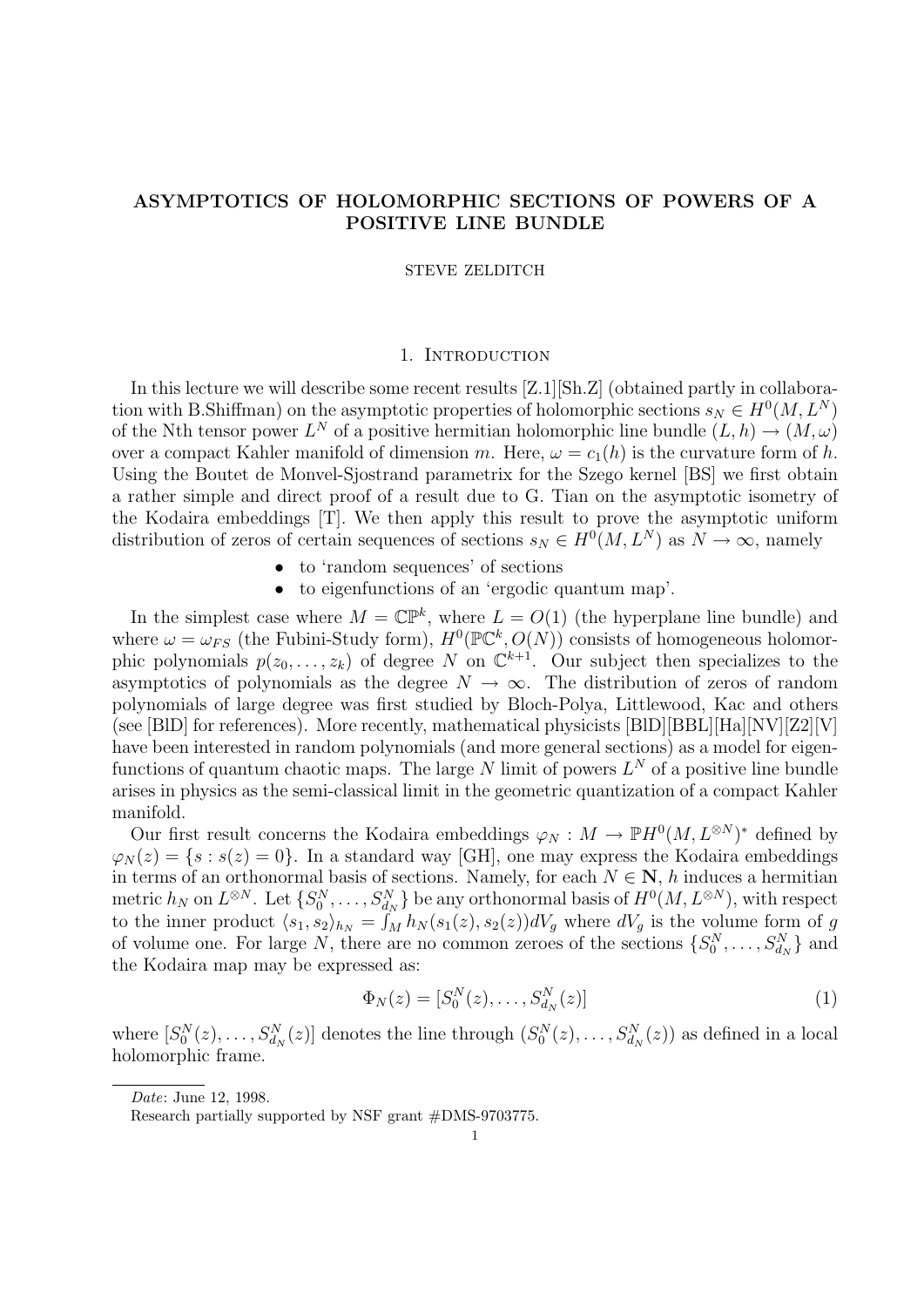# ASYMPTOTICS OF HOLOMORPHIC SECTIONS OF POWERS OF A POSITIVE LINE BUNDLE

STEVE ZELDITCH

## 1. Introduction

In this lecture we will describe some recent results [Z.1][Sh.Z] (obtained partly in collaboration with B.Shiffman) on the asymptotic properties of holomorphic sections $s_N \in H^0(M, L^N)$ of the Nth tensor power $L^N$ of a positive hermitian holomorphic line bundle $(L, h) \to (M, \omega)$ over a compact Kahler manifold of dimension $m$. Here, $\omega = c_1(h)$ is the curvature form of $h$. Using the Boutet de Monvel-Sjostrand parametrix for the Szego kernel [BS] we first obtain a rather simple and direct proof of a result due to G. Tian on the asymptotic isometry of the Kodaira embeddings [T]. We then apply this result to prove the asymptotic uniform distribution of zeros of certain sequences of sections $s_N \in H^0(M, L^N)$ as $N \to \infty$, namely

- to 'random sequences' of sections
- to eigenfunctions of an 'ergodic quantum map'.

In the simplest case where $M = \mathbb{CP}^k$, where $L = O(1)$ (the hyperplane line bundle) and where $\omega = \omega_{FS}$ (the Fubini-Study form), $H^0(\mathbb{PC}^k, O(N))$ consists of homogeneous holomorphic polynomials $p(z_0, \dots, z_k)$ of degree $N$ on $\mathbb{C}^{k+1}$. Our subject then specializes to the asymptotics of polynomials as the degree $N \to \infty$. The distribution of zeros of random polynomials of large degree was first studied by Bloch-Polya, Littlewood, Kac and others (see [BlD] for references). More recently, mathematical physicists [BlD][BBL][Ha][NV][Z2][V] have been interested in random polynomials (and more general sections) as a model for eigenfunctions of quantum chaotic maps. The large $N$ limit of powers $L^N$ of a positive line bundle arises in physics as the semi-classical limit in the geometric quantization of a compact Kahler manifold.

Our first result concerns the Kodaira embeddings $\varphi_N : M \to \mathbb{P}H^0(M, L^{\otimes N})^*$ defined by $\varphi_N(z) = \{s : s(z) = 0\}$. In a standard way [GH], one may express the Kodaira embeddings in terms of an orthonormal basis of sections. Namely, for each $N \in \mathbf{N}$, $h$ induces a hermitian metric $h_N$ on $L^{\otimes N}$. Let $\{S_0^N, \dots, S_{d_N}^N\}$ be any orthonormal basis of $H^0(M, L^{\otimes N})$, with respect to the inner product $\langle s_1, s_2 \rangle_{h_N} = \int_M h_N(s_1(z), s_2(z)) dV_g$ where $dV_g$ is the volume form of $g$ of volume one. For large $N$, there are no common zeroes of the sections $\{S_0^N, \dots, S_{d_N}^N\}$ and the Kodaira map may be expressed as:

$$\Phi_N(z) = [S_0^N(z), \dots, S_{d_N}^N(z)] \tag{1}$$

where $[S_0^N(z), \dots, S_{d_N}^N(z)]$ denotes the line through $(S_0^N(z), \dots, S_{d_N}^N(z))$ as defined in a local holomorphic frame.

---

*Date*: June 12, 1998.

Research partially supported by NSF grant #DMS-9703775.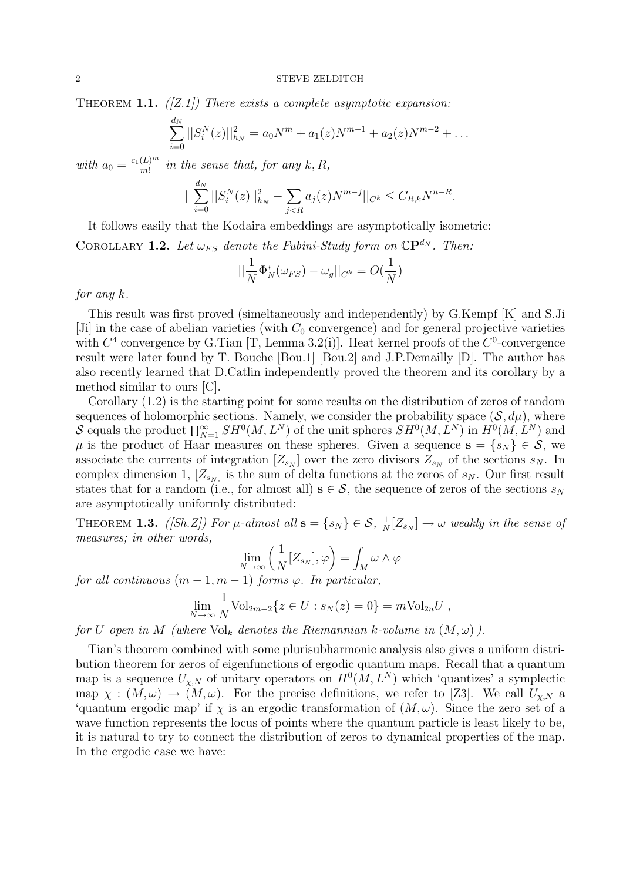**Theorem 1.1.** *([Z.1]) There exists a complete asymptotic expansion:*

$$\sum_{i=0}^{d_N} ||S_i^N(z)||_{h_N}^2 = a_0 N^m + a_1(z) N^{m-1} + a_2(z) N^{m-2} + \dots$$

*with* $a_0 = \frac{c_1(L)^m}{m!}$ *in the sense that, for any* $k, R$,

$$||\sum_{i=0}^{d_N} ||S_i^N(z)||_{h_N}^2 - \sum_{j<R} a_j(z) N^{m-j}||_{C^k} \leq C_{R,k} N^{n-R}.$$

It follows easily that the Kodaira embeddings are asymptotically isometric:

**Corollary 1.2.** *Let* $\omega_{FS}$ *denote the Fubini-Study form on* $\mathbb{CP}^{d_N}$*. Then:*

$$||\frac{1}{N}\Phi_N^*(\omega_{FS}) - \omega_g||_{C^k} = O(\frac{1}{N})$$

*for any* $k$.

This result was first proved (simeltaneously and independently) by G.Kempf [K] and S.Ji [Ji] in the case of abelian varieties (with $C_0$ convergence) and for general projective varieties with $C^4$ convergence by G.Tian [T, Lemma 3.2(i)]. Heat kernel proofs of the $C^0$-convergence result were later found by T. Bouche [Bou.1] [Bou.2] and J.P.Demailly [D]. The author has also recently learned that D.Catlin independently proved the theorem and its corollary by a method similar to ours [C].

Corollary (1.2) is the starting point for some results on the distribution of zeros of random sequences of holomorphic sections. Namely, we consider the probability space $(\mathcal{S}, d\mu)$, where $\mathcal{S}$ equals the product $\prod_{N=1}^{\infty} SH^0(M, L^N)$ of the unit spheres $SH^0(M, L^N)$ in $H^0(M, L^N)$ and $\mu$ is the product of Haar measures on these spheres. Given a sequence $\mathbf{s} = \{s_N\} \in \mathcal{S}$, we associate the currents of integration $[Z_{s_N}]$ over the zero divisors $Z_{s_N}$ of the sections $s_N$. In complex dimension 1, $[Z_{s_N}]$ is the sum of delta functions at the zeros of $s_N$. Our first result states that for a random (i.e., for almost all) $\mathbf{s} \in \mathcal{S}$, the sequence of zeros of the sections $s_N$ are asymptotically uniformly distributed:

**Theorem 1.3.** *([Sh.Z]) For $\mu$-almost all* $\mathbf{s} = \{s_N\} \in \mathcal{S}$, $\frac{1}{N}[Z_{s_N}] \to \omega$ *weakly in the sense of measures; in other words,*

$$\lim_{N\to\infty} \left(\frac{1}{N}[Z_{s_N}], \varphi\right) = \int_M \omega \wedge \varphi$$

*for all continuous* $(m-1, m-1)$ *forms* $\varphi$*. In particular,*

$$\lim_{N\to\infty} \frac{1}{N} \mathrm{Vol}_{2m-2}\{z \in U : s_N(z) = 0\} = m \mathrm{Vol}_{2n} U\ ,$$

*for* $U$ *open in* $M$ *(where* $\mathrm{Vol}_k$ *denotes the Riemannian* $k$*-volume in* $(M, \omega)$ *).*

Tian's theorem combined with some plurisubharmonic analysis also gives a uniform distribution theorem for zeros of eigenfunctions of ergodic quantum maps. Recall that a quantum map is a sequence $U_{\chi,N}$ of unitary operators on $H^0(M, L^N)$ which 'quantizes' a symplectic map $\chi : (M, \omega) \to (M, \omega)$. For the precise definitions, we refer to [Z3]. We call $U_{\chi,N}$ a 'quantum ergodic map' if $\chi$ is an ergodic transformation of $(M, \omega)$. Since the zero set of a wave function represents the locus of points where the quantum particle is least likely to be, it is natural to try to connect the distribution of zeros to dynamical properties of the map. In the ergodic case we have: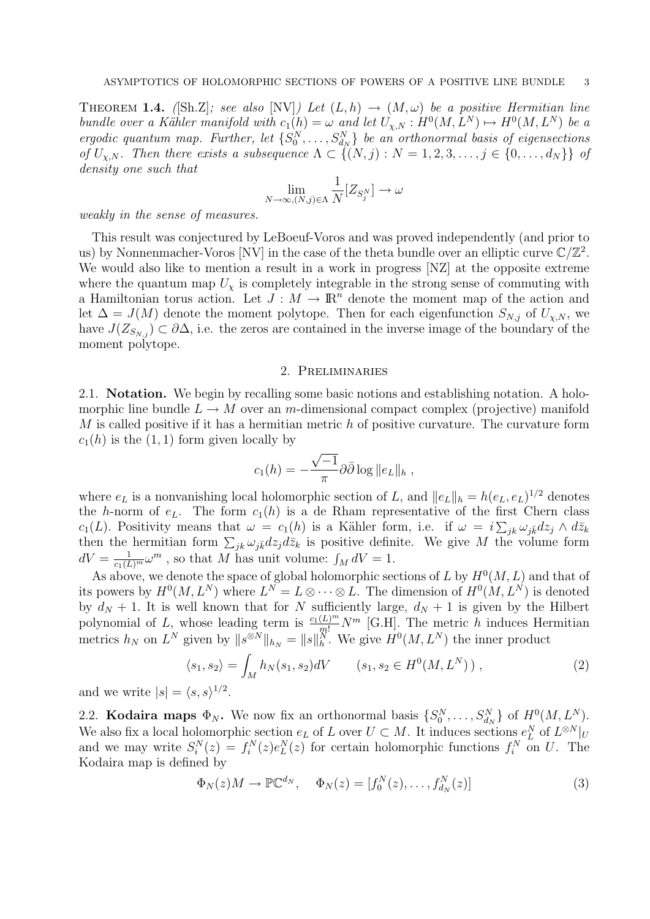**Theorem 1.4.** *([Sh.Z]; see also [NV]) Let $(L, h) \to (M, \omega)$ be a positive Hermitian line bundle over a Kähler manifold with $c_1(h) = \omega$ and let $U_{\chi,N} : H^0(M, L^N) \mapsto H^0(M, L^N)$ be a ergodic quantum map. Further, let $\{S_0^N, \ldots, S_{d_N}^N\}$ be an orthonormal basis of eigensections of $U_{\chi,N}$. Then there exists a subsequence $\Lambda \subset \{(N, j) : N = 1, 2, 3, \ldots, j \in \{0, \ldots, d_N\}\}$ of density one such that*

$$\lim_{N\to\infty,(N,j)\in\Lambda} \frac{1}{N}[Z_{S_j^N}] \to \omega$$

*weakly in the sense of measures.*

This result was conjectured by LeBoeuf-Voros and was proved independently (and prior to us) by Nonnenmacher-Voros [NV] in the case of the theta bundle over an elliptic curve $\mathbb{C}/\mathbb{Z}^2$. We would also like to mention a result in a work in progress [NZ] at the opposite extreme where the quantum map $U_\chi$ is completely integrable in the strong sense of commuting with a Hamiltonian torus action. Let $J : M \to \mathbb{R}^n$ denote the moment map of the action and let $\Delta = J(M)$ denote the moment polytope. Then for each eigenfunction $S_{N,j}$ of $U_{\chi,N}$, we have $J(Z_{S_{N,j}}) \subset \partial\Delta$, i.e. the zeros are contained in the inverse image of the boundary of the moment polytope.

## 2. Preliminaries

**2.1. Notation.** We begin by recalling some basic notions and establishing notation. A holomorphic line bundle $L \to M$ over an $m$-dimensional compact complex (projective) manifold $M$ is called positive if it has a hermitian metric $h$ of positive curvature. The curvature form $c_1(h)$ is the $(1, 1)$ form given locally by

$$c_1(h) = -\frac{\sqrt{-1}}{\pi}\partial\bar{\partial}\log\|e_L\|_h \ ,$$

where $e_L$ is a nonvanishing local holomorphic section of $L$, and $\|e_L\|_h = h(e_L, e_L)^{1/2}$ denotes the $h$-norm of $e_L$. The form $c_1(h)$ is a de Rham representative of the first Chern class $c_1(L)$. Positivity means that $\omega = c_1(h)$ is a Kähler form, i.e. if $\omega = i\sum_{jk}\omega_{j\bar{k}}dz_j \wedge d\bar{z}_k$ then the hermitian form $\sum_{jk}\omega_{j\bar{k}}dz_j d\bar{z}_k$ is positive definite. We give $M$ the volume form $dV = \frac{1}{c_1(L)^m}\omega^m$ , so that $M$ has unit volume: $\int_M dV = 1$.

As above, we denote the space of global holomorphic sections of $L$ by $H^0(M, L)$ and that of its powers by $H^0(M, L^N)$ where $L^N = L \otimes \cdots \otimes L$. The dimension of $H^0(M, L^N)$ is denoted by $d_N + 1$. It is well known that for $N$ sufficiently large, $d_N + 1$ is given by the Hilbert polynomial of $L$, whose leading term is $\frac{c_1(L)^m}{m!}N^m$ [G.H]. The metric $h$ induces Hermitian metrics $h_N$ on $L^N$ given by $\|s^{\otimes N}\|_{h_N} = \|s\|_h^N$. We give $H^0(M, L^N)$ the inner product

$$\langle s_1, s_2\rangle = \int_M h_N(s_1, s_2)dV \qquad (s_1, s_2 \in H^0(M, L^N)) \ , \tag{2}$$

and we write $|s| = \langle s, s\rangle^{1/2}$.

**2.2. Kodaira maps $\Phi_N$.** We now fix an orthonormal basis $\{S_0^N, \ldots, S_{d_N}^N\}$ of $H^0(M, L^N)$. We also fix a local holomorphic section $e_L$ of $L$ over $U \subset M$. It induces sections $e_L^N$ of $L^{\otimes N}|_U$ and we may write $S_i^N(z) = f_i^N(z)e_L^N(z)$ for certain holomorphic functions $f_i^N$ on $U$. The Kodaira map is defined by

$$\Phi_N(z)M \to \mathbb{PC}^{d_N}, \quad \Phi_N(z) = [f_0^N(z), \ldots, f_{d_N}^N(z)] \tag{3}$$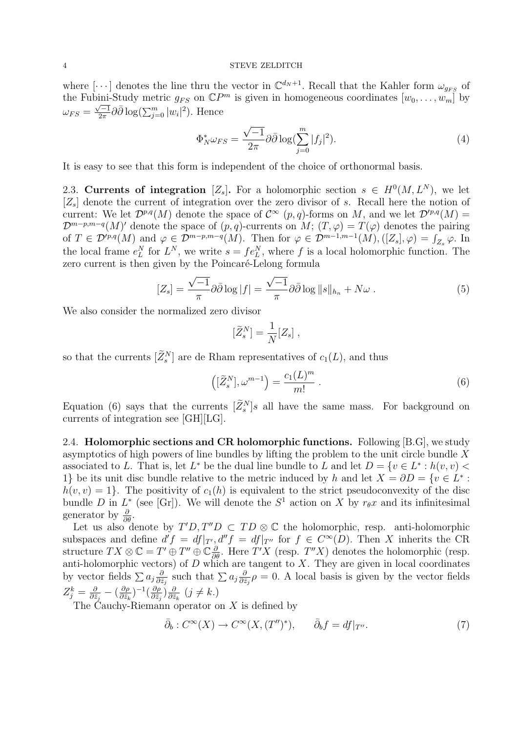where $[\cdots]$ denotes the line thru the vector in $\mathbb{C}^{d_N+1}$. Recall that the Kahler form $\omega_{g_{FS}}$ of the Fubini-Study metric $g_{FS}$ on $\mathbb{C}P^m$ is given in homogeneous coordinates $[w_0, \dots, w_m]$ by $\omega_{FS} = \frac{\sqrt{-1}}{2\pi}\partial\bar\partial \log(\sum_{j=0}^m |w_i|^2)$. Hence

$$\Phi_N^* \omega_{FS} = \frac{\sqrt{-1}}{2\pi}\partial\bar\partial \log(\sum_{j=0}^m |f_j|^2). \tag{4}$$

It is easy to see that this form is independent of the choice of orthonormal basis.

2.3. **Currents of integration** $[Z_s]$**.** For a holomorphic section $s \in H^0(M, L^N)$, we let $[Z_s]$ denote the current of integration over the zero divisor of $s$. Recall here the notion of current: We let $\mathcal{D}^{p,q}(M)$ denote the space of $\mathcal{C}^\infty$ $(p,q)$-forms on $M$, and we let $\mathcal{D}'^{p,q}(M) = \mathcal{D}^{m-p,m-q}(M)'$ denote the space of $(p,q)$-currents on $M$; $(T, \varphi) = T(\varphi)$ denotes the pairing of $T \in \mathcal{D}'^{p,q}(M)$ and $\varphi \in \mathcal{D}^{m-p,m-q}(M)$. Then for $\varphi \in \mathcal{D}^{m-1,m-1}(M)$, $([Z_s], \varphi) = \int_{Z_s} \varphi$. In the local frame $e_L^N$ for $L^N$, we write $s = f e_L^N$, where $f$ is a local holomorphic function. The zero current is then given by the Poincaré-Lelong formula

$$[Z_s] = \frac{\sqrt{-1}}{\pi}\partial\bar\partial \log|f| = \frac{\sqrt{-1}}{\pi}\partial\bar\partial \log\|s\|_{h_n} + N\omega\ . \tag{5}$$

We also consider the normalized zero divisor

$$[\widetilde{Z}_s^N] = \frac{1}{N}[Z_s]\ ,$$

so that the currents $[\widetilde{Z}_s^N]$ are de Rham representatives of $c_1(L)$, and thus

$$\left([\widetilde{Z}_s^N], \omega^{m-1}\right) = \frac{c_1(L)^m}{m!}\ . \tag{6}$$

Equation (6) says that the currents $[\widetilde{Z}_s^N]s$ all have the same mass. For background on currents of integration see [GH][LG].

2.4. **Holomorphic sections and CR holomorphic functions.** Following [B.G], we study asymptotics of high powers of line bundles by lifting the problem to the unit circle bundle $X$ associated to $L$. That is, let $L^*$ be the dual line bundle to $L$ and let $D = \{v \in L^* : h(v,v) < 1\}$ be its unit disc bundle relative to the metric induced by $h$ and let $X = \partial D = \{v \in L^* : h(v,v) = 1\}$. The positivity of $c_1(h)$ is equivalent to the strict pseudoconvexity of the disc bundle $D$ in $L^*$ (see [Gr]). We will denote the $S^1$ action on $X$ by $r_\theta x$ and its infinitesimal generator by $\frac{\partial}{\partial\theta}$.

Let us also denote by $T'D, T''D \subset TD \otimes \mathbb{C}$ the holomorphic, resp. anti-holomorphic subspaces and define $d'f = df|_{T'}, d''f = df|_{T''}$ for $f \in C^\infty(D)$. Then $X$ inherits the CR structure $TX \otimes \mathbb{C} = T' \oplus T'' \oplus \mathbb{C}\frac{\partial}{\partial\theta}$. Here $T'X$ (resp. $T''X$) denotes the holomorphic (resp. anti-holomorphic vectors) of $D$ which are tangent to $X$. They are given in local coordinates by vector fields $\sum a_j \frac{\partial}{\partial \bar z_j}$ such that $\sum a_j \frac{\partial}{\partial \bar z_j}\rho = 0$. A local basis is given by the vector fields $Z_j^k = \frac{\partial}{\partial \bar z_j} - (\frac{\partial\rho}{\partial \bar z_k})^{-1}(\frac{\partial\rho}{\partial \bar z_j})\frac{\partial}{\partial \bar z_k}$ $(j \neq k.)$

The Cauchy-Riemann operator on $X$ is defined by

$$\bar\partial_b : C^\infty(X) \to C^\infty(X, (T'')^*), \qquad \bar\partial_b f = df|_{T''}. \tag{7}$$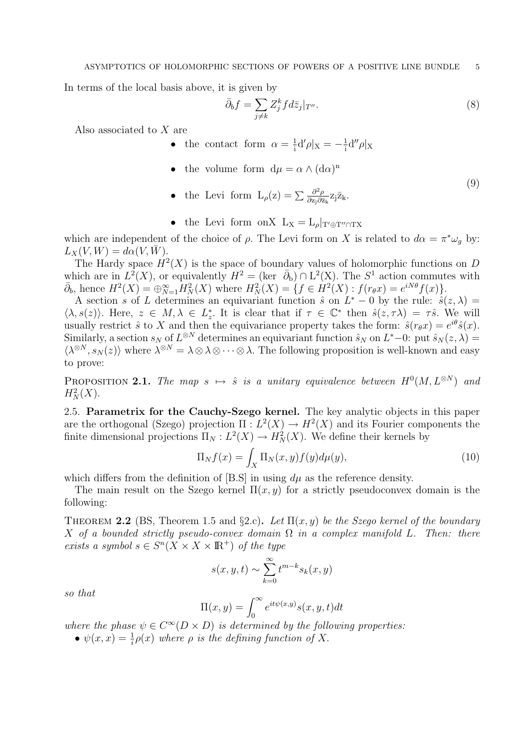In terms of the local basis above, it is given by

$$\bar{\partial}_b f = \sum_{j \neq k} Z_j^k f d\bar{z}_j|_{T''}. \tag{8}$$

Also associated to $X$ are

$$\begin{aligned}
&\bullet \text{ the contact form } \alpha = \tfrac{1}{i} d'\rho|_X = -\tfrac{1}{i} d''\rho|_X \\
&\bullet \text{ the volume form } d\mu = \alpha \wedge (d\alpha)^n \\
&\bullet \text{ the Levi form } L_\rho(z) = \sum \frac{\partial^2 \rho}{\partial z_j \partial \bar{z}_k} z_j \bar{z}_k. \\
&\bullet \text{ the Levi form on} X \ L_X = L_\rho|_{T' \oplus T'' \cap TX}
\end{aligned} \tag{9}$$

which are independent of the choice of $\rho$. The Levi form on $X$ is related to $d\alpha = \pi^* \omega_g$ by: $L_X(V, W) = d\alpha(V, \bar{W})$.

The Hardy space $H^2(X)$ is the space of boundary values of holomorphic functions on $D$ which are in $L^2(X)$, or equivalently $H^2 = (\ker \ \bar{\partial}_b) \cap L^2(X)$. The $S^1$ action commutes with $\bar{\partial}_b$, hence $H^2(X) = \oplus_{N=1}^\infty H_N^2(X)$ where $H_N^2(X) = \{f \in H^2(X) : f(r_\theta x) = e^{iN\theta} f(x)\}$.

A section $s$ of $L$ determines an equivariant function $\hat{s}$ on $L^* - 0$ by the rule: $\hat{s}(z, \lambda) = \langle \lambda, s(z) \rangle$. Here, $z \in M, \lambda \in L_z^*$. It is clear that if $\tau \in \mathbb{C}^*$ then $\hat{s}(z, \tau\lambda) = \tau \hat{s}$. We will usually restrict $\hat{s}$ to $X$ and then the equivariance property takes the form: $\hat{s}(r_\theta x) = e^{i\theta} \hat{s}(x)$. Similarly, a section $s_N$ of $L^{\otimes N}$ determines an equivariant function $\hat{s}_N$ on $L^* - 0$: put $\hat{s}_N(z, \lambda) = \langle \lambda^{\otimes N}, s_N(z) \rangle$ where $\lambda^{\otimes N} = \lambda \otimes \lambda \otimes \cdots \otimes \lambda$. The following proposition is well-known and easy to prove:

**Proposition 2.1.** *The map $s \mapsto \hat{s}$ is a unitary equivalence between $H^0(M, L^{\otimes N})$ and $H_N^2(X)$.*

**2.5. Parametrix for the Cauchy-Szego kernel.** The key analytic objects in this paper are the orthogonal (Szego) projection $\Pi : L^2(X) \to H^2(X)$ and its Fourier components the finite dimensional projections $\Pi_N : L^2(X) \to H_N^2(X)$. We define their kernels by

$$\Pi_N f(x) = \int_X \Pi_N(x, y) f(y) d\mu(y), \tag{10}$$

which differs from the definition of [B.S] in using $d\mu$ as the reference density.

The main result on the Szego kernel $\Pi(x, y)$ for a strictly pseudoconvex domain is the following:

**Theorem 2.2** (BS, Theorem 1.5 and §2.c)**.** *Let $\Pi(x, y)$ be the Szego kernel of the boundary $X$ of a bounded strictly pseudo-convex domain $\Omega$ in a complex manifold $L$. Then: there exists a symbol $s \in S^n(X \times X \times \mathbb{R}^+)$ of the type*

$$s(x, y, t) \sim \sum_{k=0}^\infty t^{m-k} s_k(x, y)$$

*so that*

$$\Pi(x, y) = \int_0^\infty e^{it\psi(x,y)} s(x, y, t) dt$$

*where the phase $\psi \in C^\infty(D \times D)$ is determined by the following properties:*

- *$\psi(x, x) = \frac{1}{i}\rho(x)$ where $\rho$ is the defining function of $X$.*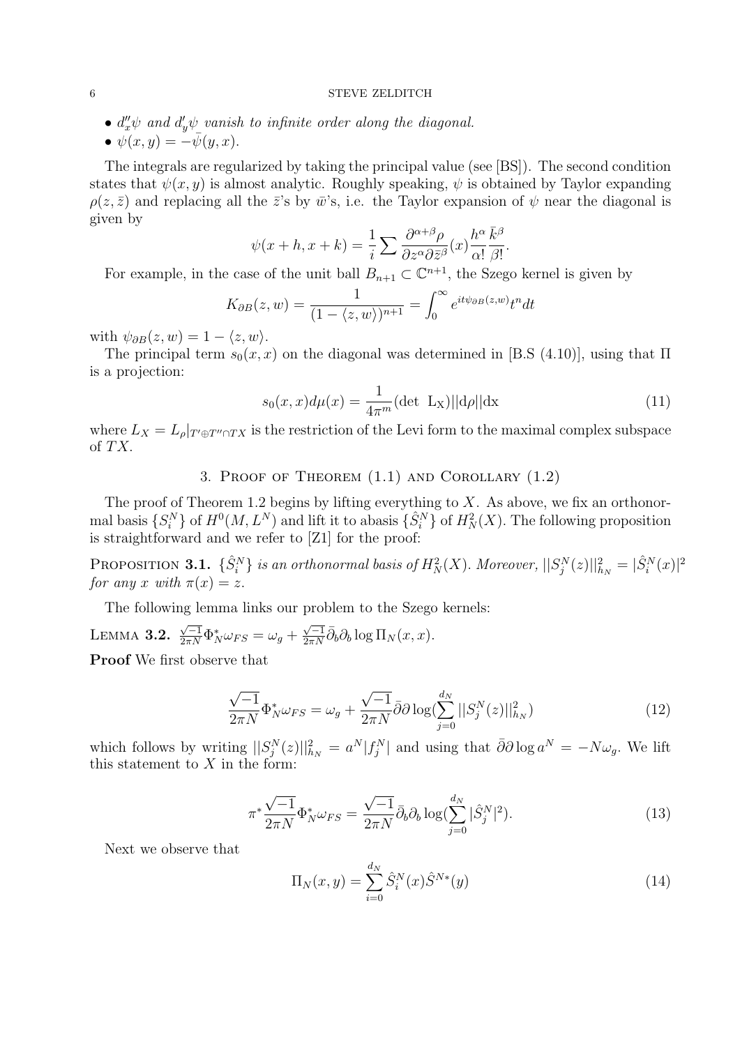- $d''_x\psi$ *and* $d'_y\psi$ *vanish to infinite order along the diagonal.*
- $\psi(x, y) = -\bar{\psi}(y, x)$.

The integrals are regularized by taking the principal value (see [BS]). The second condition states that $\psi(x, y)$ is almost analytic. Roughly speaking, $\psi$ is obtained by Taylor expanding $\rho(z, \bar{z})$ and replacing all the $\bar{z}$'s by $\bar{w}$'s, i.e. the Taylor expansion of $\psi$ near the diagonal is given by

$$\psi(x + h, x + k) = \frac{1}{i} \sum \frac{\partial^{\alpha+\beta}\rho}{\partial z^{\alpha} \partial \bar{z}^{\beta}}(x) \frac{h^{\alpha}}{\alpha!} \frac{\bar{k}^{\beta}}{\beta!}.$$

For example, in the case of the unit ball $B_{n+1} \subset \mathbb{C}^{n+1}$, the Szego kernel is given by

$$K_{\partial B}(z, w) = \frac{1}{(1 - \langle z, w \rangle)^{n+1}} = \int_0^{\infty} e^{it\psi_{\partial B}(z,w)} t^n dt$$

with $\psi_{\partial B}(z, w) = 1 - \langle z, w \rangle$.

The principal term $s_0(x, x)$ on the diagonal was determined in [B.S (4.10)], using that $\Pi$ is a projection:

$$s_0(x, x) d\mu(x) = \frac{1}{4\pi^m} (\det \ L_X) ||d\rho|| dx \tag{11}$$

where $L_X = L_\rho|_{T' \oplus T'' \cap TX}$ is the restriction of the Levi form to the maximal complex subspace of $TX$.

## 3. Proof of Theorem (1.1) and Corollary (1.2)

The proof of Theorem 1.2 begins by lifting everything to $X$. As above, we fix an orthonormal basis $\{S_i^N\}$ of $H^0(M, L^N)$ and lift it to abasis $\{\hat{S}_i^N\}$ of $H^2_N(X)$. The following proposition is straightforward and we refer to [Z1] for the proof:

**Proposition 3.1.** *$\{\hat{S}_i^N\}$ is an orthonormal basis of $H^2_N(X)$. Moreover, $||S_j^N(z)||^2_{h_N} = |\hat{S}_i^N(x)|^2$ for any $x$ with $\pi(x) = z$.*

The following lemma links our problem to the Szego kernels:

**Lemma 3.2.** $\frac{\sqrt{-1}}{2\pi N} \Phi_N^* \omega_{FS} = \omega_g + \frac{\sqrt{-1}}{2\pi N} \bar{\partial}_b \partial_b \log \Pi_N(x, x)$.

**Proof** We first observe that

$$\frac{\sqrt{-1}}{2\pi N} \Phi_N^* \omega_{FS} = \omega_g + \frac{\sqrt{-1}}{2\pi N} \bar{\partial}\partial \log\left(\sum_{j=0}^{d_N} ||S_j^N(z)||^2_{h_N}\right) \tag{12}$$

which follows by writing $||S_j^N(z)||^2_{h_N} = a^N |f_j^N|$ and using that $\bar{\partial}\partial \log a^N = -N\omega_g$. We lift this statement to $X$ in the form:

$$\pi^* \frac{\sqrt{-1}}{2\pi N} \Phi_N^* \omega_{FS} = \frac{\sqrt{-1}}{2\pi N} \bar{\partial}_b \partial_b \log\left(\sum_{j=0}^{d_N} |\hat{S}_j^N|^2\right). \tag{13}$$

Next we observe that

$$\Pi_N(x, y) = \sum_{i=0}^{d_N} \hat{S}_i^N(x) \hat{S}^{N*}(y) \tag{14}$$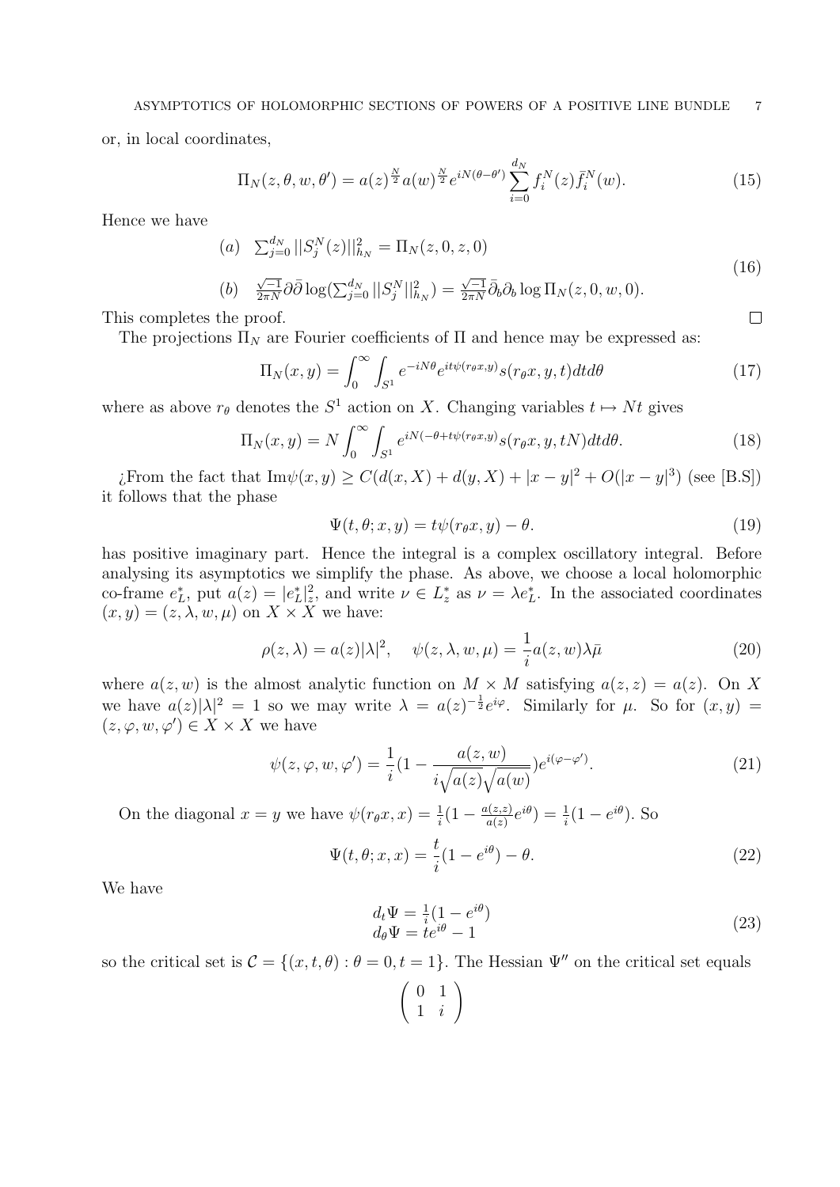or, in local coordinates,

$$\Pi_N(z,\theta,w,\theta') = a(z)^{\frac{N}{2}} a(w)^{\frac{N}{2}} e^{iN(\theta-\theta')} \sum_{i=0}^{d_N} f_i^N(z)\bar{f}_i^N(w). \tag{15}$$

Hence we have

$$\begin{array}{ll} (a) & \sum_{j=0}^{d_N} ||S_j^N(z)||_{h_N}^2 = \Pi_N(z,0,z,0) \\ (b) & \frac{\sqrt{-1}}{2\pi N}\partial\bar{\partial}\log(\sum_{j=0}^{d_N} ||S_j^N||_{h_N}^2) = \frac{\sqrt{-1}}{2\pi N}\bar{\partial}_b\partial_b \log \Pi_N(z,0,w,0). \end{array} \tag{16}$$

This completes the proof. $\square$

The projections $\Pi_N$ are Fourier coefficients of $\Pi$ and hence may be expressed as:

$$\Pi_N(x,y) = \int_0^\infty \int_{S^1} e^{-iN\theta} e^{it\psi(r_\theta x, y)} s(r_\theta x, y, t) dt d\theta \tag{17}$$

where as above $r_\theta$ denotes the $S^1$ action on $X$. Changing variables $t \mapsto Nt$ gives

$$\Pi_N(x,y) = N \int_0^\infty \int_{S^1} e^{iN(-\theta + t\psi(r_\theta x, y)} s(r_\theta x, y, tN) dt d\theta. \tag{18}$$

¿From the fact that $\text{Im}\psi(x,y) \geq C(d(x,X) + d(y,X) + |x-y|^2 + O(|x-y|^3)$ (see [B.S]) it follows that the phase

$$\Psi(t,\theta;x,y) = t\psi(r_\theta x, y) - \theta. \tag{19}$$

has positive imaginary part. Hence the integral is a complex oscillatory integral. Before analysing its asymptotics we simplify the phase. As above, we choose a local holomorphic co-frame $e_L^*$, put $a(z) = |e_L^*|_z^2$, and write $\nu \in L_z^*$ as $\nu = \lambda e_L^*$. In the associated coordinates $(x,y) = (z,\lambda,w,\mu)$ on $X \times X$ we have:

$$\rho(z,\lambda) = a(z)|\lambda|^2, \quad \psi(z,\lambda,w,\mu) = \frac{1}{i} a(z,w)\lambda\bar{\mu} \tag{20}$$

where $a(z,w)$ is the almost analytic function on $M \times M$ satisfying $a(z,z) = a(z)$. On $X$ we have $a(z)|\lambda|^2 = 1$ so we may write $\lambda = a(z)^{-\frac{1}{2}} e^{i\varphi}$. Similarly for $\mu$. So for $(x,y) = (z,\varphi,w,\varphi') \in X \times X$ we have

$$\psi(z,\varphi,w,\varphi') = \frac{1}{i}(1 - \frac{a(z,w)}{i\sqrt{a(z)}\sqrt{a(w)}})e^{i(\varphi-\varphi')}. \tag{21}$$

On the diagonal $x = y$ we have $\psi(r_\theta x, x) = \frac{1}{i}(1 - \frac{a(z,z)}{a(z)}e^{i\theta}) = \frac{1}{i}(1 - e^{i\theta})$. So

$$\Psi(t,\theta;x,x) = \frac{t}{i}(1 - e^{i\theta}) - \theta. \tag{22}$$

We have

$$\begin{array}{l} d_t\Psi = \frac{1}{i}(1 - e^{i\theta}) \\ d_\theta\Psi = te^{i\theta} - 1 \end{array} \tag{23}$$

so the critical set is $\mathcal{C} = \{(x,t,\theta) : \theta = 0, t = 1\}$. The Hessian $\Psi''$ on the critical set equals

$$\begin{pmatrix} 0 & 1 \\ 1 & i \end{pmatrix}$$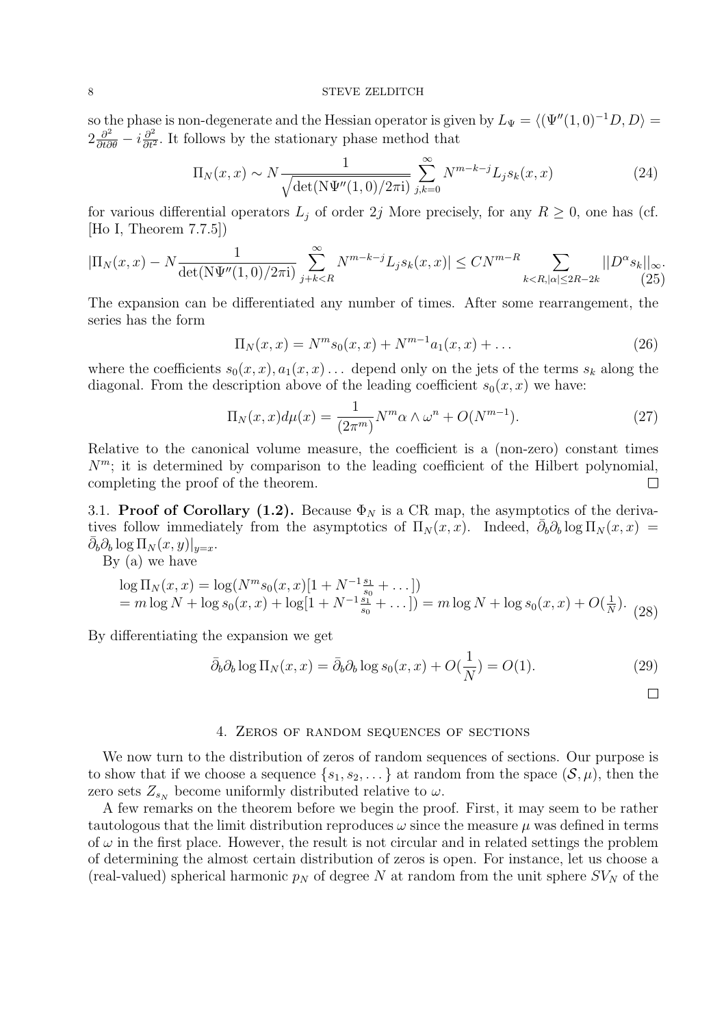so the phase is non-degenerate and the Hessian operator is given by $L_\Psi = \langle (\Psi''(1,0)^{-1}D, D\rangle = 2\frac{\partial^2}{\partial t \partial \theta} - i\frac{\partial^2}{\partial t^2}$. It follows by the stationary phase method that

$$\Pi_N(x,x) \sim N \frac{1}{\sqrt{\det(\mathrm{N}\Psi''(1,0)/2\pi\mathrm{i})}} \sum_{j,k=0}^{\infty} N^{m-k-j} L_j s_k(x,x) \tag{24}$$

for various differential operators $L_j$ of order $2j$ More precisely, for any $R \geq 0$, one has (cf. [Ho I, Theorem 7.7.5])

$$|\Pi_N(x,x) - N\frac{1}{\det(\mathrm{N}\Psi''(1,0)/2\pi\mathrm{i})} \sum_{j+k<R}^{\infty} N^{m-k-j} L_j s_k(x,x)| \leq CN^{m-R} \sum_{k<R, |\alpha| \leq 2R-2k} ||D^\alpha s_k||_\infty. \tag{25}$$

The expansion can be differentiated any number of times. After some rearrangement, the series has the form

$$\Pi_N(x,x) = N^m s_0(x,x) + N^{m-1} a_1(x,x) + \dots \tag{26}$$

where the coefficients $s_0(x,x), a_1(x,x) \dots$ depend only on the jets of the terms $s_k$ along the diagonal. From the description above of the leading coefficient $s_0(x,x)$ we have:

$$\Pi_N(x,x) d\mu(x) = \frac{1}{(2\pi^m)} N^m \alpha \wedge \omega^n + O(N^{m-1}). \tag{27}$$

Relative to the canonical volume measure, the coefficient is a (non-zero) constant times $N^m$; it is determined by comparison to the leading coefficient of the Hilbert polynomial, completing the proof of the theorem. □

**3.1. Proof of Corollary (1.2).** Because $\Phi_N$ is a CR map, the asymptotics of the derivatives follow immediately from the asymptotics of $\Pi_N(x,x)$. Indeed, $\bar{\partial}_b \partial_b \log \Pi_N(x,x) = \bar{\partial}_b \partial_b \log \Pi_N(x,y)|_{y=x}$.

By (a) we have

$$\begin{aligned} &\log \Pi_N(x,x) = \log(N^m s_0(x,x)[1 + N^{-1}\tfrac{s_1}{s_0} + \dots]) \\ &= m \log N + \log s_0(x,x) + \log[1 + N^{-1}\tfrac{s_1}{s_0} + \dots]) = m\log N + \log s_0(x,x) + O(\tfrac{1}{N}). \end{aligned} \tag{28}$$

By differentiating the expansion we get

$$\bar{\partial}_b \partial_b \log \Pi_N(x,x) = \bar{\partial}_b \partial_b \log s_0(x,x) + O(\frac{1}{N}) = O(1). \tag{29}$$

□

## 4. Zeros of random sequences of sections

We now turn to the distribution of zeros of random sequences of sections. Our purpose is to show that if we choose a sequence $\{s_1, s_2, \dots\}$ at random from the space $(\mathcal{S}, \mu)$, then the zero sets $Z_{s_N}$ become uniformly distributed relative to $\omega$.

A few remarks on the theorem before we begin the proof. First, it may seem to be rather tautologous that the limit distribution reproduces $\omega$ since the measure $\mu$ was defined in terms of $\omega$ in the first place. However, the result is not circular and in related settings the problem of determining the almost certain distribution of zeros is open. For instance, let us choose a (real-valued) spherical harmonic $p_N$ of degree $N$ at random from the unit sphere $SV_N$ of the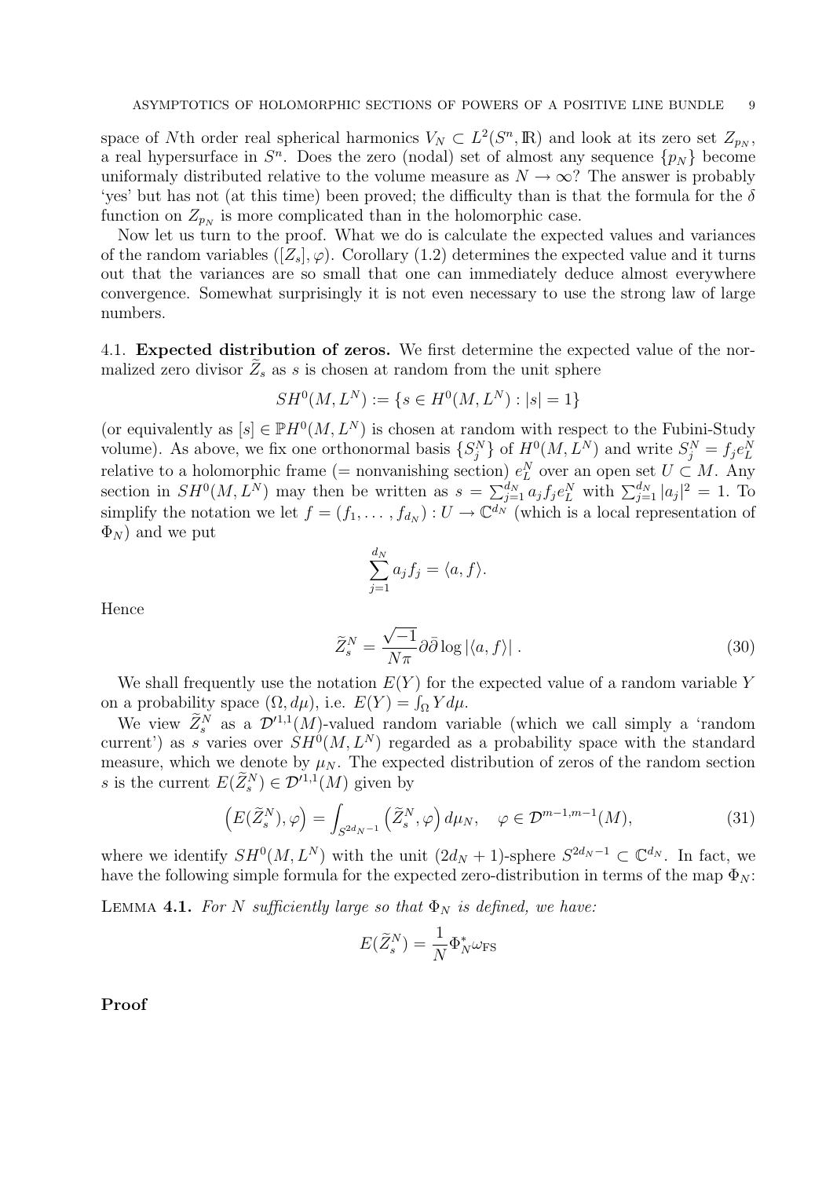space of $N$th order real spherical harmonics $V_N \subset L^2(S^n, \mathbb{R})$ and look at its zero set $Z_{p_N}$, a real hypersurface in $S^n$. Does the zero (nodal) set of almost any sequence $\{p_N\}$ become uniformaly distributed relative to the volume measure as $N \to \infty$? The answer is probably 'yes' but has not (at this time) been proved; the difficulty than is that the formula for the $\delta$ function on $Z_{p_N}$ is more complicated than in the holomorphic case.

Now let us turn to the proof. What we do is calculate the expected values and variances of the random variables $([Z_s], \varphi)$. Corollary (1.2) determines the expected value and it turns out that the variances are so small that one can immediately deduce almost everywhere convergence. Somewhat surprisingly it is not even necessary to use the strong law of large numbers.

### 4.1. Expected distribution of zeros.

We first determine the expected value of the normalized zero divisor $\widetilde{Z}_s$ as $s$ is chosen at random from the unit sphere

$$SH^0(M, L^N) := \{s \in H^0(M, L^N) : |s| = 1\}$$

(or equivalently as $[s] \in \mathbb{P}H^0(M, L^N)$ is chosen at random with respect to the Fubini-Study volume). As above, we fix one orthonormal basis $\{S_j^N\}$ of $H^0(M, L^N)$ and write $S_j^N = f_j e_L^N$ relative to a holomorphic frame (= nonvanishing section) $e_L^N$ over an open set $U \subset M$. Any section in $SH^0(M, L^N)$ may then be written as $s = \sum_{j=1}^{d_N} a_j f_j e_L^N$ with $\sum_{j=1}^{d_N} |a_j|^2 = 1$. To simplify the notation we let $f = (f_1, \ldots, f_{d_N}) : U \to \mathbb{C}^{d_N}$ (which is a local representation of $\Phi_N$) and we put

$$\sum_{j=1}^{d_N} a_j f_j = \langle a, f \rangle.$$

Hence

$$\widetilde{Z}_s^N = \frac{\sqrt{-1}}{N\pi} \partial\bar{\partial} \log |\langle a, f \rangle| \,. \tag{30}$$

We shall frequently use the notation $E(Y)$ for the expected value of a random variable $Y$ on a probability space $(\Omega, d\mu)$, i.e. $E(Y) = \int_\Omega Y d\mu$.

We view $\widetilde{Z}_s^N$ as a $\mathcal{D}'^{1,1}(M)$-valued random variable (which we call simply a 'random current') as $s$ varies over $SH^0(M, L^N)$ regarded as a probability space with the standard measure, which we denote by $\mu_N$. The expected distribution of zeros of the random section $s$ is the current $E(\widetilde{Z}_s^N) \in \mathcal{D}'^{1,1}(M)$ given by

$$\left(E(\widetilde{Z}_s^N), \varphi\right) = \int_{S^{2d_N - 1}} \left(\widetilde{Z}_s^N, \varphi\right) d\mu_N, \quad \varphi \in \mathcal{D}^{m-1,m-1}(M), \tag{31}$$

where we identify $SH^0(M, L^N)$ with the unit $(2d_N + 1)$-sphere $S^{2d_N - 1} \subset \mathbb{C}^{d_N}$. In fact, we have the following simple formula for the expected zero-distribution in terms of the map $\Phi_N$:

**Lemma 4.1.** *For $N$ sufficiently large so that $\Phi_N$ is defined, we have:*

$$E(\widetilde{Z}_s^N) = \frac{1}{N} \Phi_N^* \omega_{\text{FS}}$$

**Proof**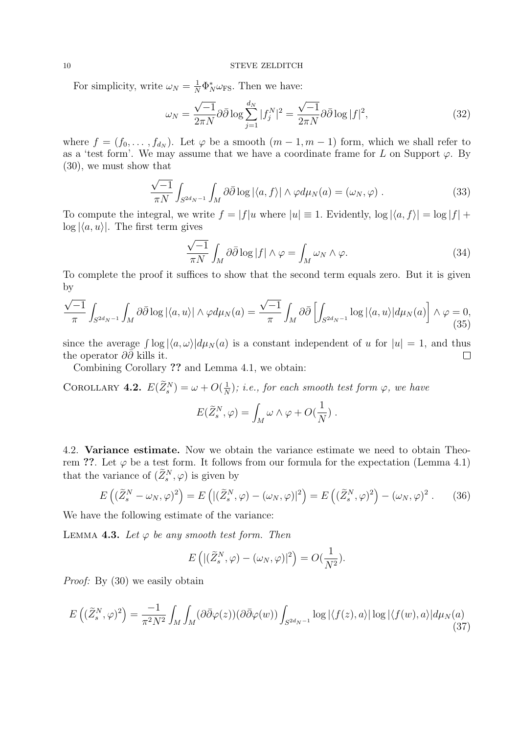For simplicity, write $\omega_N = \frac{1}{N}\Phi_N^* \omega_{\rm FS}$. Then we have:

$$\omega_N = \frac{\sqrt{-1}}{2\pi N}\partial\bar{\partial}\log\sum_{j=1}^{d_N}|f_j^N|^2 = \frac{\sqrt{-1}}{2\pi N}\partial\bar{\partial}\log|f|^2, \tag{32}$$

where $f = (f_0, \dots, f_{d_N})$. Let $\varphi$ be a smooth $(m-1, m-1)$ form, which we shall refer to as a 'test form'. We may assume that we have a coordinate frame for $L$ on Support $\varphi$. By (30), we must show that

$$\frac{\sqrt{-1}}{\pi N}\int_{S^{2d_N-1}}\int_M \partial\bar{\partial}\log|\langle a, f\rangle| \wedge \varphi d\mu_N(a) = (\omega_N, \varphi) \ . \tag{33}$$

To compute the integral, we write $f = |f|u$ where $|u| \equiv 1$. Evidently, $\log|\langle a, f\rangle| = \log|f| + \log|\langle a, u\rangle|$. The first term gives

$$\frac{\sqrt{-1}}{\pi N}\int_M \partial\bar{\partial}\log|f| \wedge \varphi = \int_M \omega_N \wedge \varphi. \tag{34}$$

To complete the proof it suffices to show that the second term equals zero. But it is given by

$$\frac{\sqrt{-1}}{\pi}\int_{S^{2d_N-1}}\int_M \partial\bar{\partial}\log|\langle a, u\rangle| \wedge \varphi d\mu_N(a) = \frac{\sqrt{-1}}{\pi}\int_M \partial\bar{\partial}\left[\int_{S^{2d_N-1}}\log|\langle a, u\rangle| d\mu_N(a)\right] \wedge \varphi = 0, \tag{35}$$

since the average $\int \log|\langle a, \omega\rangle| d\mu_N(a)$ is a constant independent of $u$ for $|u| = 1$, and thus the operator $\partial\bar{\partial}$ kills it. $\square$

Combining Corollary **??** and Lemma 4.1, we obtain:

Corollary **4.2.** *$E(\widetilde{Z}_s^N) = \omega + O(\frac{1}{N})$; i.e., for each smooth test form $\varphi$, we have*

$$E(\widetilde{Z}_s^N, \varphi) = \int_M \omega \wedge \varphi + O(\frac{1}{N}) \ .$$

4.2. **Variance estimate.** Now we obtain the variance estimate we need to obtain Theorem **??**. Let $\varphi$ be a test form. It follows from our formula for the expectation (Lemma 4.1) that the variance of $(\widetilde{Z}_s^N, \varphi)$ is given by

$$E\left((\widetilde{Z}_s^N - \omega_N, \varphi)^2\right) = E\left(|(\widetilde{Z}_s^N, \varphi) - (\omega_N, \varphi)|^2\right) = E\left((\widetilde{Z}_s^N, \varphi)^2\right) - (\omega_N, \varphi)^2 \ . \tag{36}$$

We have the following estimate of the variance:

Lemma **4.3.** *Let $\varphi$ be any smooth test form. Then*

$$E\left(|(\widetilde{Z}_s^N, \varphi) - (\omega_N, \varphi)|^2\right) = O(\frac{1}{N^2}).$$

*Proof:* By (30) we easily obtain

$$E\left((\widetilde{Z}_s^N, \varphi)^2\right) = \frac{-1}{\pi^2 N^2}\int_M\int_M (\partial\bar{\partial}\varphi(z))(\partial\bar{\partial}\varphi(w))\int_{S^{2d_N-1}}\log|\langle f(z), a\rangle|\log|\langle f(w), a\rangle| d\mu_N(a) \tag{37}$$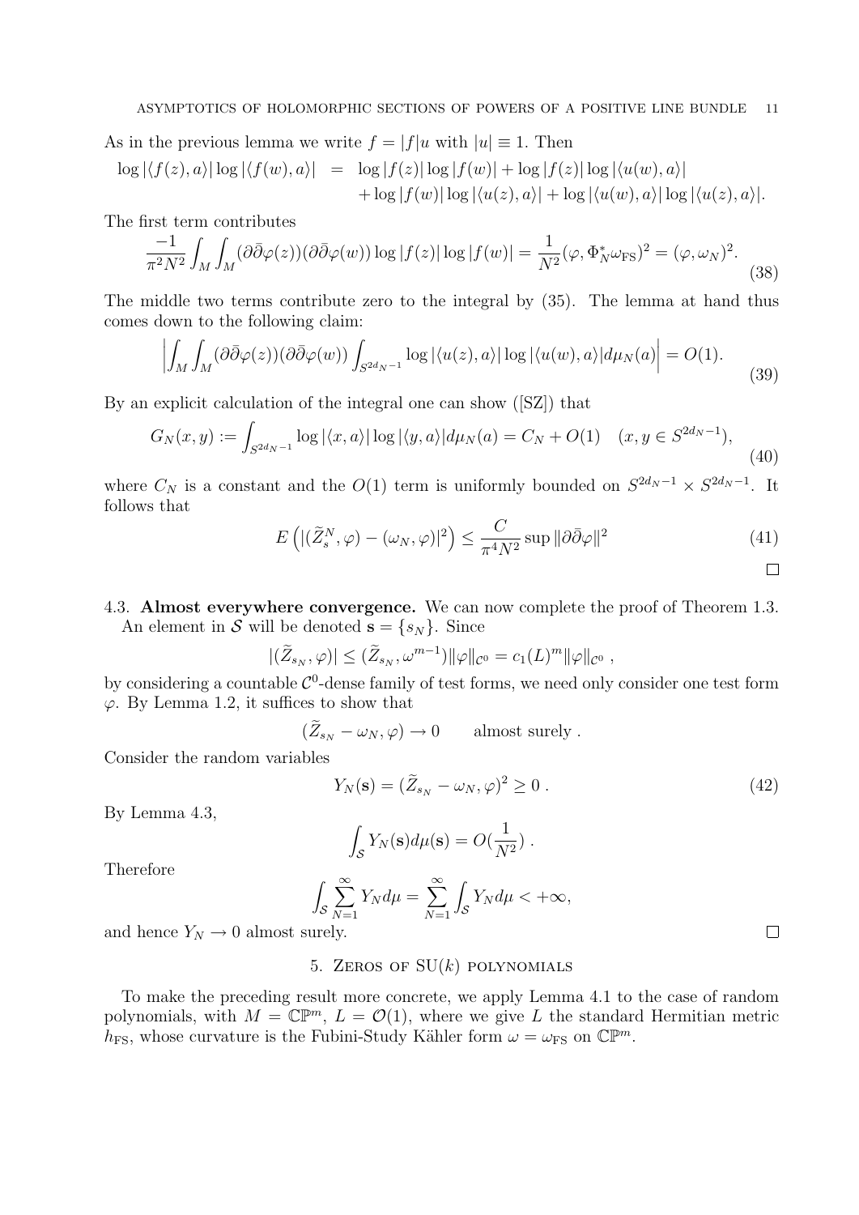As in the previous lemma we write $f = |f|u$ with $|u| \equiv 1$. Then

$$\begin{aligned}\log|\langle f(z), a\rangle| \log|\langle f(w), a\rangle| &= \log|f(z)|\log|f(w)| + \log|f(z)|\log|\langle u(w), a\rangle| \\ &\quad + \log|f(w)|\log|\langle u(z), a\rangle| + \log|\langle u(w), a\rangle|\log|\langle u(z), a\rangle|.\end{aligned}$$

The first term contributes

$$\frac{-1}{\pi^2 N^2}\int_M\int_M (\partial\bar{\partial}\varphi(z))(\partial\bar{\partial}\varphi(w))\log|f(z)|\log|f(w)| = \frac{1}{N^2}(\varphi, \Phi_N^*\omega_{\rm FS})^2 = (\varphi, \omega_N)^2. \tag{38}$$

The middle two terms contribute zero to the integral by (35). The lemma at hand thus comes down to the following claim:

$$\left|\int_M\int_M (\partial\bar{\partial}\varphi(z))(\partial\bar{\partial}\varphi(w))\int_{S^{2d_N-1}}\log|\langle u(z), a\rangle|\log|\langle u(w), a\rangle| d\mu_N(a)\right| = O(1). \tag{39}$$

By an explicit calculation of the integral one can show ([SZ]) that

$$G_N(x,y) := \int_{S^{2d_N-1}}\log|\langle x, a\rangle|\log|\langle y, a\rangle| d\mu_N(a) = C_N + O(1) \quad (x, y \in S^{2d_N-1}), \tag{40}$$

where $C_N$ is a constant and the $O(1)$ term is uniformly bounded on $S^{2d_N-1}\times S^{2d_N-1}$. It follows that

$$E\left(|(\widetilde{Z}_s^N, \varphi) - (\omega_N, \varphi)|^2\right) \le \frac{C}{\pi^4 N^2}\sup\|\partial\bar{\partial}\varphi\|^2 \tag{41}$$

□

## 4.3. **Almost everywhere convergence.**

We can now complete the proof of Theorem 1.3. An element in $\mathcal{S}$ will be denoted $\mathbf{s} = \{s_N\}$. Since

$$|(\widetilde{Z}_{s_N}, \varphi)| \le (\widetilde{Z}_{s_N}, \omega^{m-1})\|\varphi\|_{\mathcal{C}^0} = c_1(L)^m\|\varphi\|_{\mathcal{C}^0}\ ,$$

by considering a countable $\mathcal{C}^0$-dense family of test forms, we need only consider one test form $\varphi$. By Lemma 1.2, it suffices to show that

$$(\widetilde{Z}_{s_N} - \omega_N, \varphi) \to 0 \qquad \text{almost surely}\ .$$

Consider the random variables

$$Y_N(\mathbf{s}) = (\widetilde{Z}_{s_N} - \omega_N, \varphi)^2 \ge 0\ . \tag{42}$$

By Lemma 4.3,

$$\int_{\mathcal{S}} Y_N(\mathbf{s})d\mu(\mathbf{s}) = O(\frac{1}{N^2})\ .$$

Therefore

$$\int_{\mathcal{S}}\sum_{N=1}^\infty Y_N d\mu = \sum_{N=1}^\infty\int_{\mathcal{S}} Y_N d\mu < +\infty,$$

and hence $Y_N \to 0$ almost surely. □

# 5. Zeros of SU($k$) polynomials

To make the preceding result more concrete, we apply Lemma 4.1 to the case of random polynomials, with $M = \mathbb{CP}^m$, $L = \mathcal{O}(1)$, where we give $L$ the standard Hermitian metric $h_{\rm FS}$, whose curvature is the Fubini-Study Kähler form $\omega = \omega_{\rm FS}$ on $\mathbb{CP}^m$.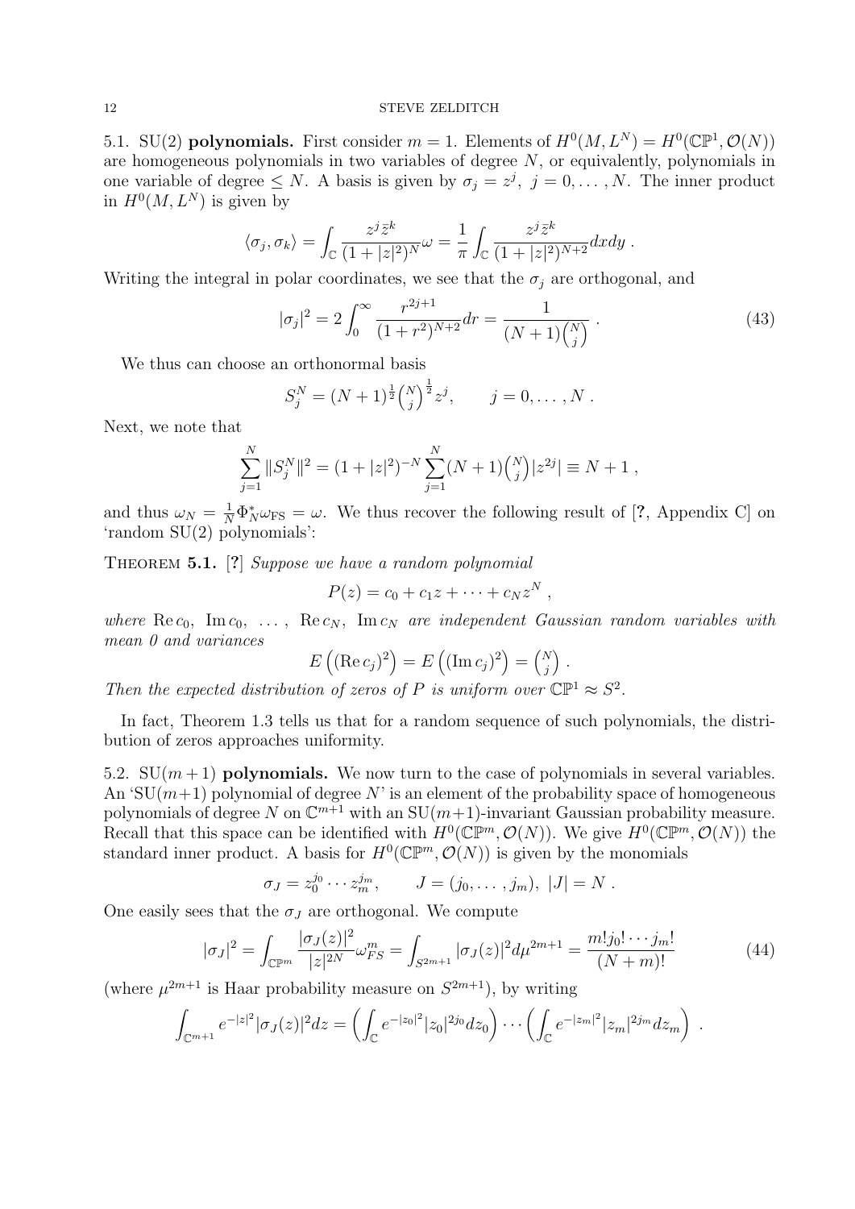5.1. SU(2) **polynomials.** First consider $m = 1$. Elements of $H^0(M, L^N) = H^0(\mathbb{CP}^1, \mathcal{O}(N))$ are homogeneous polynomials in two variables of degree $N$, or equivalently, polynomials in one variable of degree $\leq N$. A basis is given by $\sigma_j = z^j,\ j = 0, \dots, N$. The inner product in $H^0(M, L^N)$ is given by

$$\langle \sigma_j, \sigma_k \rangle = \int_{\mathbb{C}} \frac{z^j \bar{z}^k}{(1+|z|^2)^N} \omega = \frac{1}{\pi} \int_{\mathbb{C}} \frac{z^j \bar{z}^k}{(1+|z|^2)^{N+2}} dxdy \ .$$

Writing the integral in polar coordinates, we see that the $\sigma_j$ are orthogonal, and

$$|\sigma_j|^2 = 2 \int_0^\infty \frac{r^{2j+1}}{(1+r^2)^{N+2}} dr = \frac{1}{(N+1)\binom{N}{j}} \ . \tag{43}$$

We thus can choose an orthonormal basis

$$S_j^N = (N+1)^{\frac{1}{2}} \binom{N}{j}^{\frac{1}{2}} z^j, \qquad j = 0, \dots, N \ .$$

Next, we note that

$$\sum_{j=1}^N \|S_j^N\|^2 = (1+|z|^2)^{-N} \sum_{j=1}^N (N+1) \binom{N}{j} |z^{2j}| \equiv N+1 \ ,$$

and thus $\omega_N = \frac{1}{N} \Phi_N^* \omega_{\rm FS} = \omega$. We thus recover the following result of [?, Appendix C] on 'random SU(2) polynomials':

**Theorem 5.1.** [?] *Suppose we have a random polynomial*

$$P(z) = c_0 + c_1 z + \cdots + c_N z^N \ ,$$

*where* $\operatorname{Re} c_0,\ \operatorname{Im} c_0,\ \dots,\ \operatorname{Re} c_N,\ \operatorname{Im} c_N$ *are independent Gaussian random variables with mean 0 and variances*

$$E\left( (\operatorname{Re} c_j)^2 \right) = E\left( (\operatorname{Im} c_j)^2 \right) = \binom{N}{j} \ .$$

*Then the expected distribution of zeros of $P$ is uniform over $\mathbb{CP}^1 \approx S^2$.*

In fact, Theorem 1.3 tells us that for a random sequence of such polynomials, the distribution of zeros approaches uniformity.

5.2. SU$(m+1)$ **polynomials.** We now turn to the case of polynomials in several variables. An 'SU$(m+1)$ polynomial of degree $N$' is an element of the probability space of homogeneous polynomials of degree $N$ on $\mathbb{C}^{m+1}$ with an SU$(m+1)$-invariant Gaussian probability measure. Recall that this space can be identified with $H^0(\mathbb{CP}^m, \mathcal{O}(N))$. We give $H^0(\mathbb{CP}^m, \mathcal{O}(N))$ the standard inner product. A basis for $H^0(\mathbb{CP}^m, \mathcal{O}(N))$ is given by the monomials

$$\sigma_J = z_0^{j_0} \cdots z_m^{j_m}, \qquad J = (j_0, \dots, j_m),\ |J| = N \ .$$

One easily sees that the $\sigma_J$ are orthogonal. We compute

$$|\sigma_J|^2 = \int_{\mathbb{CP}^m} \frac{|\sigma_J(z)|^2}{|z|^{2N}} \omega_{FS}^m = \int_{S^{2m+1}} |\sigma_J(z)|^2 d\mu^{2m+1} = \frac{m! j_0! \cdots j_m!}{(N+m)!} \tag{44}$$

(where $\mu^{2m+1}$ is Haar probability measure on $S^{2m+1}$), by writing

$$\int_{\mathbb{C}^{m+1}} e^{-|z|^2} |\sigma_J(z)|^2 dz = \left( \int_{\mathbb{C}} e^{-|z_0|^2} |z_0|^{2j_0} dz_0 \right) \cdots \left( \int_{\mathbb{C}} e^{-|z_m|^2} |z_m|^{2j_m} dz_m \right) \ .$$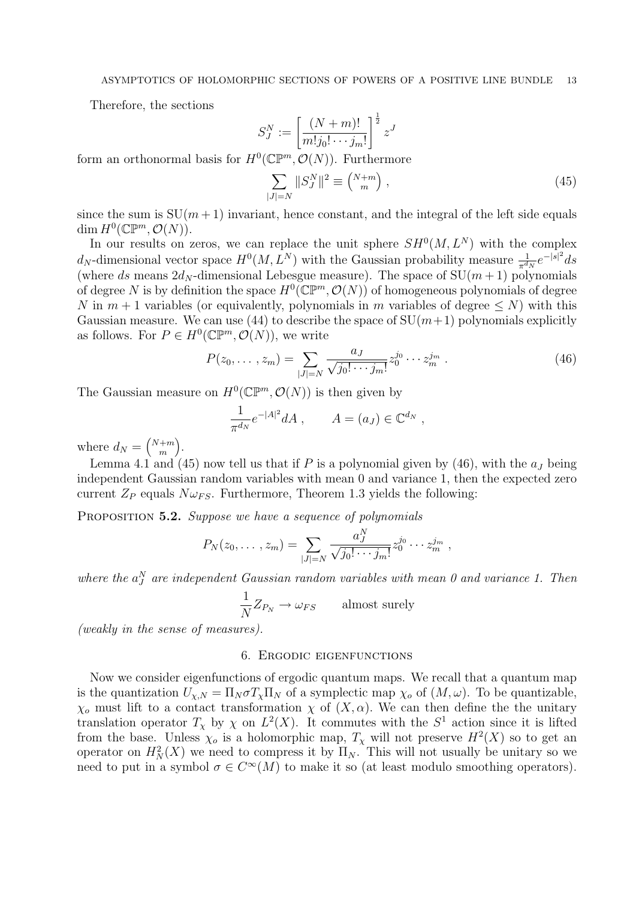Therefore, the sections

$$S_J^N := \left[\frac{(N+m)!}{m!j_0!\cdots j_m!}\right]^{\frac{1}{2}} z^J$$

form an orthonormal basis for $H^0(\mathbb{CP}^m, \mathcal{O}(N))$. Furthermore

$$\sum_{|J|=N} \|S_J^N\|^2 \equiv \binom{N+m}{m}\ , \tag{45}$$

since the sum is $\mathrm{SU}(m+1)$ invariant, hence constant, and the integral of the left side equals $\dim H^0(\mathbb{CP}^m, \mathcal{O}(N))$.

In our results on zeros, we can replace the unit sphere $SH^0(M, L^N)$ with the complex $d_N$-dimensional vector space $H^0(M, L^N)$ with the Gaussian probability measure $\frac{1}{\pi^{d_N}} e^{-|s|^2} ds$ (where $ds$ means $2d_N$-dimensional Lebesgue measure). The space of $\mathrm{SU}(m+1)$ polynomials of degree $N$ is by definition the space $H^0(\mathbb{CP}^m, \mathcal{O}(N))$ of homogeneous polynomials of degree $N$ in $m+1$ variables (or equivalently, polynomials in $m$ variables of degree $\leq N$) with this Gaussian measure. We can use (44) to describe the space of $\mathrm{SU}(m+1)$ polynomials explicitly as follows. For $P \in H^0(\mathbb{CP}^m, \mathcal{O}(N))$, we write

$$P(z_0, \ldots, z_m) = \sum_{|J|=N} \frac{a_J}{\sqrt{j_0! \cdots j_m!}} z_0^{j_0} \cdots z_m^{j_m}\ . \tag{46}$$

The Gaussian measure on $H^0(\mathbb{CP}^m, \mathcal{O}(N))$ is then given by

$$\frac{1}{\pi^{d_N}} e^{-|A|^2} dA\ , \qquad A = (a_J) \in \mathbb{C}^{d_N}\ ,$$

where $d_N = \binom{N+m}{m}$.

Lemma 4.1 and (45) now tell us that if $P$ is a polynomial given by (46), with the $a_J$ being independent Gaussian random variables with mean 0 and variance 1, then the expected zero current $Z_P$ equals $N\omega_{FS}$. Furthermore, Theorem 1.3 yields the following:

**Proposition 5.2.** *Suppose we have a sequence of polynomials*

$$P_N(z_0, \ldots, z_m) = \sum_{|J|=N} \frac{a_J^N}{\sqrt{j_0! \cdots j_m!}} z_0^{j_0} \cdots z_m^{j_m}\ ,$$

*where the $a_J^N$ are independent Gaussian random variables with mean 0 and variance 1. Then*

$$\frac{1}{N} Z_{P_N} \to \omega_{FS} \qquad \text{almost surely}$$

*(weakly in the sense of measures).*

## 6. Ergodic eigenfunctions

Now we consider eigenfunctions of ergodic quantum maps. We recall that a quantum map is the quantization $U_{\chi,N} = \Pi_N \sigma T_\chi \Pi_N$ of a symplectic map $\chi_o$ of $(M, \omega)$. To be quantizable, $\chi_o$ must lift to a contact transformation $\chi$ of $(X, \alpha)$. We can then define the the unitary translation operator $T_\chi$ by $\chi$ on $L^2(X)$. It commutes with the $S^1$ action since it is lifted from the base. Unless $\chi_o$ is a holomorphic map, $T_\chi$ will not preserve $H^2(X)$ so to get an operator on $H^2_N(X)$ we need to compress it by $\Pi_N$. This will not usually be unitary so we need to put in a symbol $\sigma \in C^\infty(M)$ to make it so (at least modulo smoothing operators).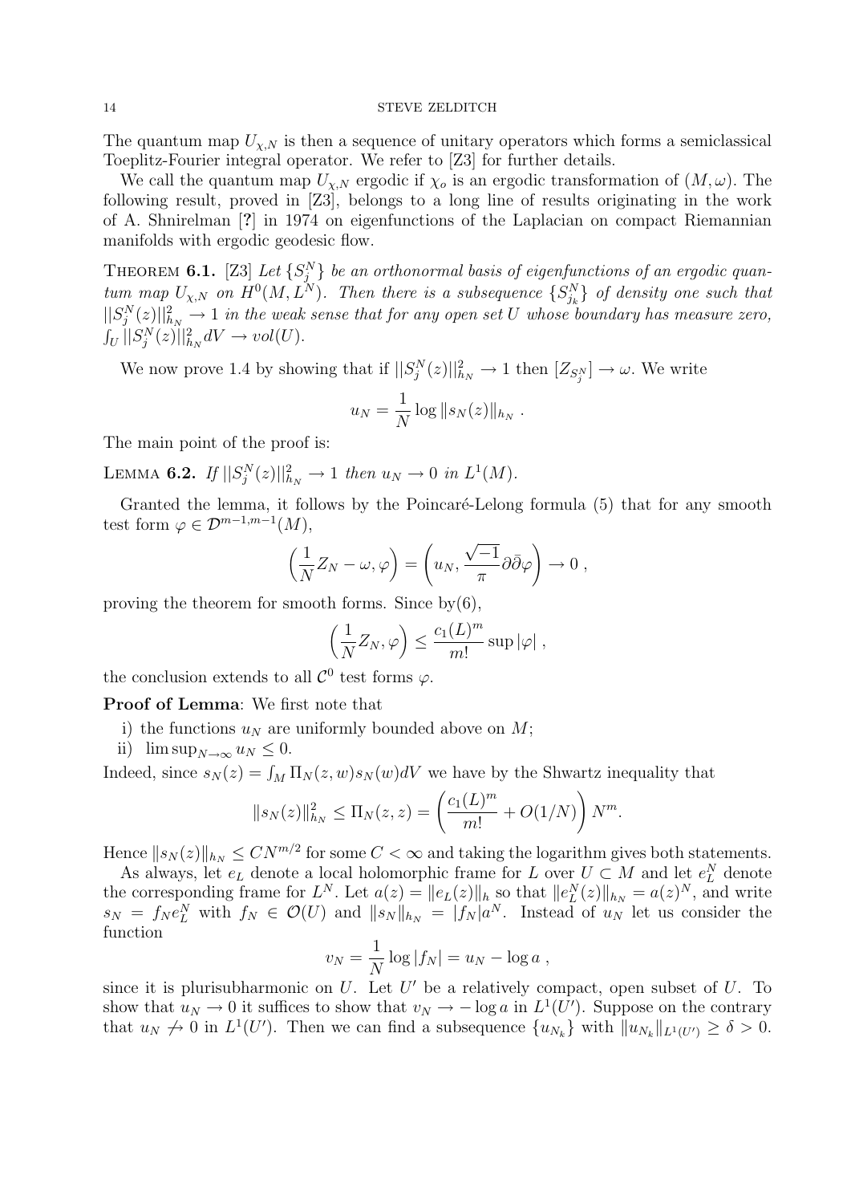The quantum map $U_{\chi,N}$ is then a sequence of unitary operators which forms a semiclassical Toeplitz-Fourier integral operator. We refer to [Z3] for further details.

We call the quantum map $U_{\chi,N}$ ergodic if $\chi_o$ is an ergodic transformation of $(M,\omega)$. The following result, proved in [Z3], belongs to a long line of results originating in the work of A. Shnirelman [?] in 1974 on eigenfunctions of the Laplacian on compact Riemannian manifolds with ergodic geodesic flow.

**Theorem 6.1.** [Z3] *Let $\{S_j^N\}$ be an orthonormal basis of eigenfunctions of an ergodic quantum map $U_{\chi,N}$ on $H^0(M,L^N)$. Then there is a subsequence $\{S_{j_k}^N\}$ of density one such that $||S_j^N(z)||_{h_N}^2 \to 1$ in the weak sense that for any open set $U$ whose boundary has measure zero, $\int_U ||S_j^N(z)||_{h_N}^2 dV \to vol(U)$.*

We now prove 1.4 by showing that if $||S_j^N(z)||_{h_N}^2 \to 1$ then $[Z_{S_j^N}] \to \omega$. We write

$$u_N = \frac{1}{N} \log \|s_N(z)\|_{h_N} .$$

The main point of the proof is:

**Lemma 6.2.** *If $||S_j^N(z)||_{h_N}^2 \to 1$ then $u_N \to 0$ in $L^1(M)$.*

Granted the lemma, it follows by the Poincaré-Lelong formula (5) that for any smooth test form $\varphi \in \mathcal{D}^{m-1,m-1}(M)$,

$$\left(\frac{1}{N} Z_N - \omega, \varphi\right) = \left(u_N, \frac{\sqrt{-1}}{\pi}\partial\bar{\partial}\varphi\right) \to 0 \ ,$$

proving the theorem for smooth forms. Since by(6),

$$\left(\frac{1}{N} Z_N, \varphi\right) \leq \frac{c_1(L)^m}{m!} \sup|\varphi| \ ,$$

the conclusion extends to all $\mathcal{C}^0$ test forms $\varphi$.

**Proof of Lemma**: We first note that

i) the functions $u_N$ are uniformly bounded above on $M$;

ii) $\limsup_{N\to\infty} u_N \leq 0$.

Indeed, since $s_N(z) = \int_M \Pi_N(z,w) s_N(w) dV$ we have by the Shwartz inequality that

$$\|s_N(z)\|_{h_N}^2 \leq \Pi_N(z,z) = \left(\frac{c_1(L)^m}{m!} + O(1/N)\right) N^m.$$

Hence $\|s_N(z)\|_{h_N} \leq C N^{m/2}$ for some $C < \infty$ and taking the logarithm gives both statements.

As always, let $e_L$ denote a local holomorphic frame for $L$ over $U \subset M$ and let $e_L^N$ denote the corresponding frame for $L^N$. Let $a(z) = \|e_L(z)\|_h$ so that $\|e_L^N(z)\|_{h_N} = a(z)^N$, and write $s_N = f_N e_L^N$ with $f_N \in \mathcal{O}(U)$ and $\|s_N\|_{h_N} = |f_N| a^N$. Instead of $u_N$ let us consider the function

$$v_N = \frac{1}{N} \log|f_N| = u_N - \log a \ ,$$

since it is plurisubharmonic on $U$. Let $U'$ be a relatively compact, open subset of $U$. To show that $u_N \to 0$ it suffices to show that $v_N \to -\log a$ in $L^1(U')$. Suppose on the contrary that $u_N \not\to 0$ in $L^1(U')$. Then we can find a subsequence $\{u_{N_k}\}$ with $\|u_{N_k}\|_{L^1(U')} \geq \delta > 0$.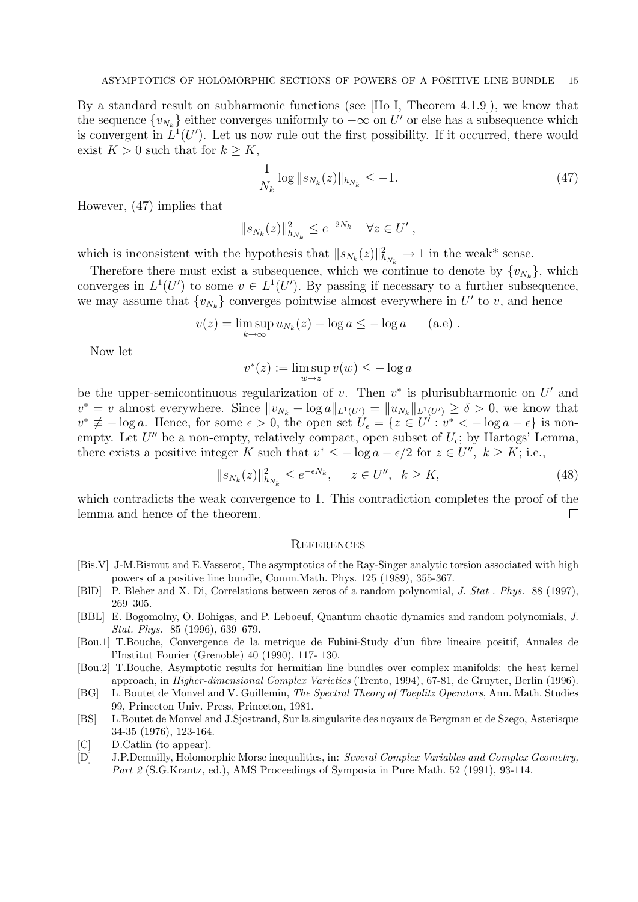By a standard result on subharmonic functions (see [Ho I, Theorem 4.1.9]), we know that the sequence $\{v_{N_k}\}$ either converges uniformly to $-\infty$ on $U'$ or else has a subsequence which is convergent in $L^1(U')$. Let us now rule out the first possibility. If it occurred, there would exist $K > 0$ such that for $k \geq K$,

$$\frac{1}{N_k} \log \|s_{N_k}(z)\|_{h_{N_k}} \leq -1. \tag{47}$$

However, (47) implies that

$$\|s_{N_k}(z)\|^2_{h_{N_k}} \leq e^{-2N_k} \quad \forall z \in U' ,$$

which is inconsistent with the hypothesis that $\|s_{N_k}(z)\|^2_{h_{N_k}} \to 1$ in the weak* sense.

Therefore there must exist a subsequence, which we continue to denote by $\{v_{N_k}\}$, which converges in $L^1(U')$ to some $v \in L^1(U')$. By passing if necessary to a further subsequence, we may assume that $\{v_{N_k}\}$ converges pointwise almost everywhere in $U'$ to $v$, and hence

$$v(z) = \limsup_{k \to \infty} u_{N_k}(z) - \log a \leq -\log a \qquad \text{(a.e)} .$$

Now let

$$v^*(z) := \limsup_{w \to z} v(w) \leq -\log a$$

be the upper-semicontinuous regularization of $v$. Then $v^*$ is plurisubharmonic on $U'$ and $v^* = v$ almost everywhere. Since $\|v_{N_k} + \log a\|_{L^1(U')} = \|u_{N_k}\|_{L^1(U')} \geq \delta > 0$, we know that $v^* \not\equiv -\log a$. Hence, for some $\epsilon > 0$, the open set $U_\epsilon = \{z \in U' : v^* < -\log a - \epsilon\}$ is non-empty. Let $U''$ be a non-empty, relatively compact, open subset of $U_\epsilon$; by Hartogs' Lemma, there exists a positive integer $K$ such that $v^* \leq -\log a - \epsilon/2$ for $z \in U''$, $k \geq K$; i.e.,

$$\|s_{N_k}(z)\|^2_{h_{N_k}} \leq e^{-\epsilon N_k}, \qquad z \in U'', \;\; k \geq K, \tag{48}$$

which contradicts the weak convergence to 1. This contradiction completes the proof of the lemma and hence of the theorem. □

## References

[Bis.V] J-M.Bismut and E.Vasserot, The asymptotics of the Ray-Singer analytic torsion associated with high powers of a positive line bundle, Comm.Math. Phys. 125 (1989), 355-367.

[BlD] P. Bleher and X. Di, Correlations between zeros of a random polynomial, *J. Stat . Phys.* 88 (1997), 269–305.

[BBL] E. Bogomolny, O. Bohigas, and P. Leboeuf, Quantum chaotic dynamics and random polynomials, *J. Stat. Phys.* 85 (1996), 639–679.

[Bou.1] T.Bouche, Convergence de la metrique de Fubini-Study d'un fibre lineaire positif, Annales de l'Institut Fourier (Grenoble) 40 (1990), 117- 130.

[Bou.2] T.Bouche, Asymptotic results for hermitian line bundles over complex manifolds: the heat kernel approach, in *Higher-dimensional Complex Varieties* (Trento, 1994), 67-81, de Gruyter, Berlin (1996).

[BG] L. Boutet de Monvel and V. Guillemin, *The Spectral Theory of Toeplitz Operators*, Ann. Math. Studies 99, Princeton Univ. Press, Princeton, 1981.

[BS] L.Boutet de Monvel and J.Sjostrand, Sur la singularite des noyaux de Bergman et de Szego, Asterisque 34-35 (1976), 123-164.

[C] D.Catlin (to appear).

[D] J.P.Demailly, Holomorphic Morse inequalities, in: *Several Complex Variables and Complex Geometry, Part 2* (S.G.Krantz, ed.), AMS Proceedings of Symposia in Pure Math. 52 (1991), 93-114.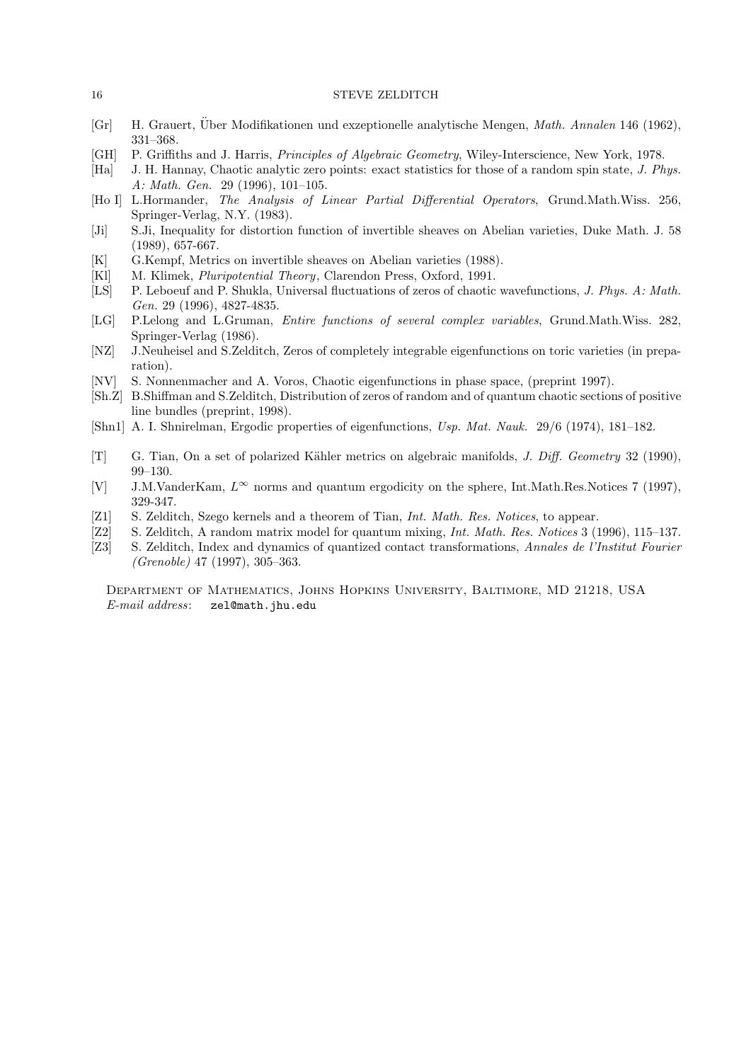- [Gr] H. Grauert, Über Modifikationen und exzeptionelle analytische Mengen, *Math. Annalen* 146 (1962), 331–368.
- [GH] P. Griffiths and J. Harris, *Principles of Algebraic Geometry*, Wiley-Interscience, New York, 1978.
- [Ha] J. H. Hannay, Chaotic analytic zero points: exact statistics for those of a random spin state, *J. Phys. A: Math. Gen.* 29 (1996), 101–105.
- [Ho I] L.Hormander, *The Analysis of Linear Partial Differential Operators*, Grund.Math.Wiss. 256, Springer-Verlag, N.Y. (1983).
- [Ji] S.Ji, Inequality for distortion function of invertible sheaves on Abelian varieties, Duke Math. J. 58 (1989), 657-667.
- [K] G.Kempf, Metrics on invertible sheaves on Abelian varieties (1988).
- [Kl] M. Klimek, *Pluripotential Theory*, Clarendon Press, Oxford, 1991.
- [LS] P. Leboeuf and P. Shukla, Universal fluctuations of zeros of chaotic wavefunctions, *J. Phys. A: Math. Gen.* 29 (1996), 4827-4835.
- [LG] P.Lelong and L.Gruman, *Entire functions of several complex variables*, Grund.Math.Wiss. 282, Springer-Verlag (1986).
- [NZ] J.Neuheisel and S.Zelditch, Zeros of completely integrable eigenfunctions on toric varieties (in preparation).
- [NV] S. Nonnenmacher and A. Voros, Chaotic eigenfunctions in phase space, (preprint 1997).
- [Sh.Z] B.Shiffman and S.Zelditch, Distribution of zeros of random and of quantum chaotic sections of positive line bundles (preprint, 1998).
- [Shn1] A. I. Shnirelman, Ergodic properties of eigenfunctions, *Usp. Mat. Nauk.* 29/6 (1974), 181–182.
- [T] G. Tian, On a set of polarized Kähler metrics on algebraic manifolds, *J. Diff. Geometry* 32 (1990), 99–130.
- [V] J.M.VanderKam, $L^\infty$ norms and quantum ergodicity on the sphere, Int.Math.Res.Notices 7 (1997), 329-347.
- [Z1] S. Zelditch, Szego kernels and a theorem of Tian, *Int. Math. Res. Notices*, to appear.
- [Z2] S. Zelditch, A random matrix model for quantum mixing, *Int. Math. Res. Notices* 3 (1996), 115–137.
- [Z3] S. Zelditch, Index and dynamics of quantized contact transformations, *Annales de l'Institut Fourier (Grenoble)* 47 (1997), 305–363.

Department of Mathematics, Johns Hopkins University, Baltimore, MD 21218, USA
*E-mail address*: `zel@math.jhu.edu`